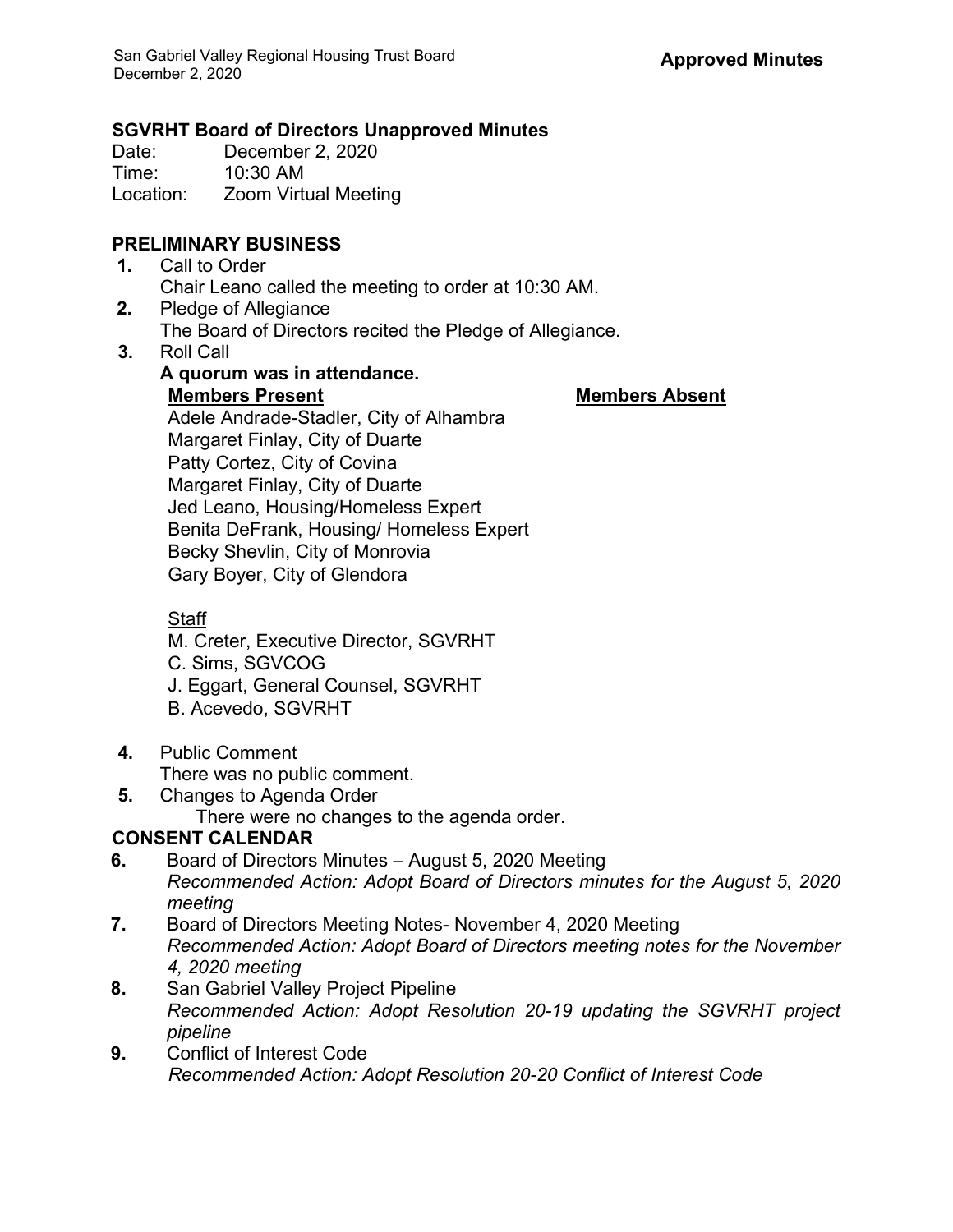**Approved Minutes**

## SGVRHT Board of Directors Unapproved Minutes

Date: December 2, 2020
Time: 10:30 AM
Location: Zoom Virtual Meeting

### PRELIMINARY BUSINESS

1. Call to Order
   Chair Leano called the meeting to order at 10:30 AM.
2. Pledge of Allegiance
   The Board of Directors recited the Pledge of Allegiance.
3. Roll Call
   **A quorum was in attendance.**

   **Members Present**
   Adele Andrade-Stadler, City of Alhambra
   Margaret Finlay, City of Duarte
   Patty Cortez, City of Covina
   Margaret Finlay, City of Duarte
   Jed Leano, Housing/Homeless Expert
   Benita DeFrank, Housing/ Homeless Expert
   Becky Shevlin, City of Monrovia
   Gary Boyer, City of Glendora

   **Members Absent**

   Staff
   M. Creter, Executive Director, SGVRHT
   C. Sims, SGVCOG
   J. Eggart, General Counsel, SGVRHT
   B. Acevedo, SGVRHT

4. Public Comment
   There was no public comment.
5. Changes to Agenda Order
   There were no changes to the agenda order.

### CONSENT CALENDAR

6. Board of Directors Minutes – August 5, 2020 Meeting
   *Recommended Action: Adopt Board of Directors minutes for the August 5, 2020 meeting*
7. Board of Directors Meeting Notes- November 4, 2020 Meeting
   *Recommended Action: Adopt Board of Directors meeting notes for the November 4, 2020 meeting*
8. San Gabriel Valley Project Pipeline
   *Recommended Action: Adopt Resolution 20-19 updating the SGVRHT project pipeline*
9. Conflict of Interest Code
   *Recommended Action: Adopt Resolution 20-20 Conflict of Interest Code*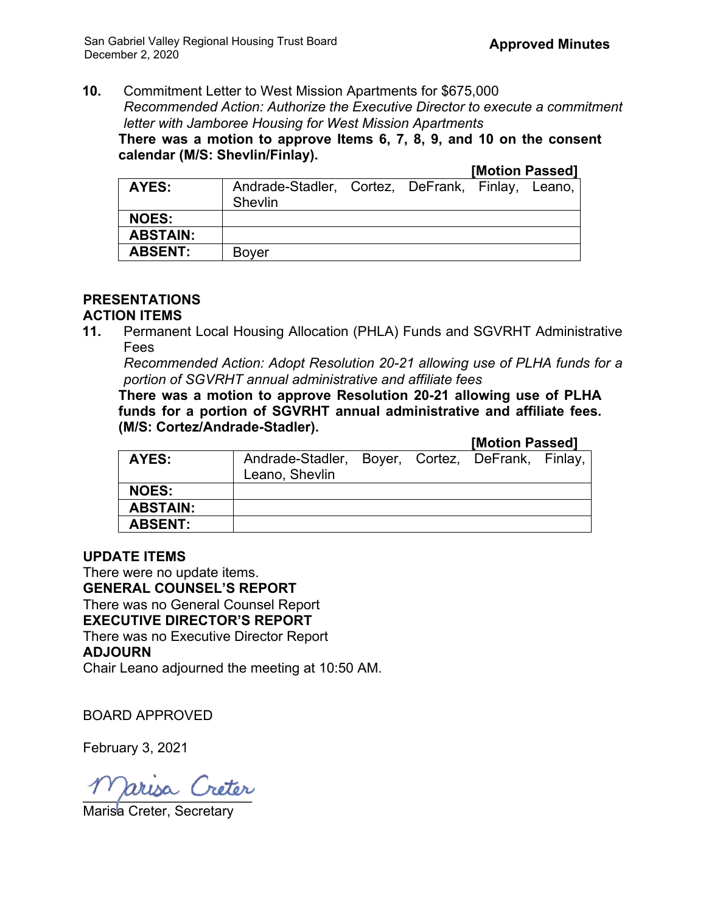**10.** Commitment Letter to West Mission Apartments for $675,000
*Recommended Action: Authorize the Executive Director to execute a commitment letter with Jamboree Housing for West Mission Apartments*

**There was a motion to approve Items 6, 7, 8, 9, and 10 on the consent calendar (M/S: Shevlin/Finlay).**

**[Motion Passed]**

| | |
|---|---|
| **AYES:** | Andrade-Stadler, Cortez, DeFrank, Finlay, Leano, Shevlin |
| **NOES:** | |
| **ABSTAIN:** | |
| **ABSENT:** | Boyer |

## PRESENTATIONS

## ACTION ITEMS

**11.** Permanent Local Housing Allocation (PHLA) Funds and SGVRHT Administrative Fees
*Recommended Action: Adopt Resolution 20-21 allowing use of PLHA funds for a portion of SGVRHT annual administrative and affiliate fees*

**There was a motion to approve Resolution 20-21 allowing use of PLHA funds for a portion of SGVRHT annual administrative and affiliate fees. (M/S: Cortez/Andrade-Stadler).**

**[Motion Passed]**

| | |
|---|---|
| **AYES:** | Andrade-Stadler, Boyer, Cortez, DeFrank, Finlay, Leano, Shevlin |
| **NOES:** | |
| **ABSTAIN:** | |
| **ABSENT:** | |

## UPDATE ITEMS

There were no update items.

## GENERAL COUNSEL'S REPORT

There was no General Counsel Report

## EXECUTIVE DIRECTOR'S REPORT

There was no Executive Director Report

## ADJOURN

Chair Leano adjourned the meeting at 10:50 AM.

BOARD APPROVED

February 3, 2021

Marisa Creter

Marisa Creter, Secretary